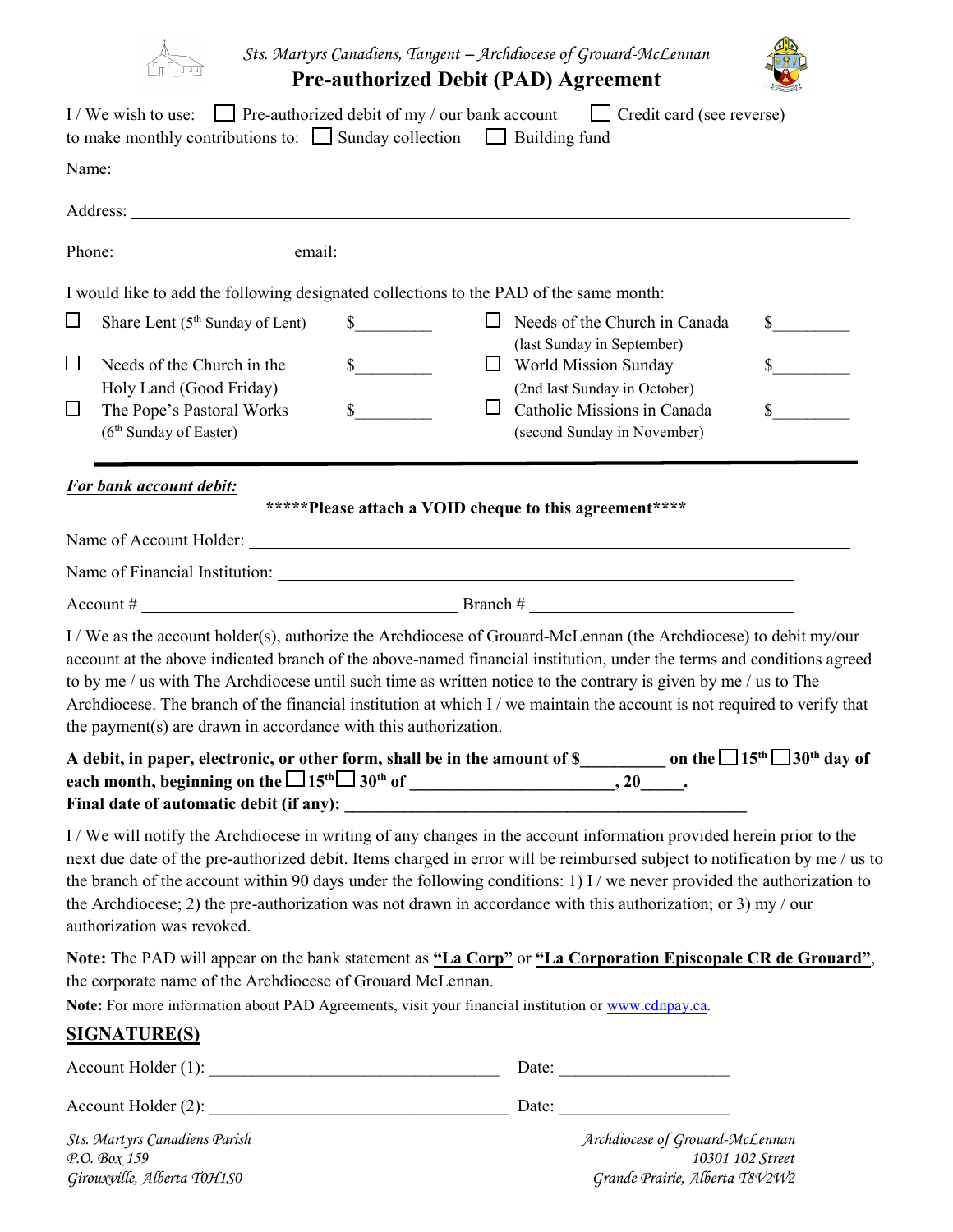Sts. Martyrs Canadiens, Tangent – Archdiocese of Grouard-McLennan

# Pre-authorized Debit (PAD) Agreement

I / We wish to use: ☐ Pre-authorized debit of my / our bank account ☐ Credit card (see reverse)
to make monthly contributions to: ☐ Sunday collection ☐ Building fund

Name: ______________________________________________

Address: ______________________________________________

Phone: ____________________ email: ______________________________

I would like to add the following designated collections to the PAD of the same month:

| | | | | | |
|---|---|---|---|---|---|
| ☐ | Share Lent (5th Sunday of Lent) | $_________ | ☐ | Needs of the Church in Canada (last Sunday in September) | $_________ |
| ☐ | Needs of the Church in the Holy Land (Good Friday) | $_________ | ☐ | World Mission Sunday (2nd last Sunday in October) | $_________ |
| ☐ | The Pope's Pastoral Works (6th Sunday of Easter) | $_________ | ☐ | Catholic Missions in Canada (second Sunday in November) | $_________ |

***For bank account debit:***

**\*\*\*\*\*Please attach a VOID cheque to this agreement\*\*\*\***

Name of Account Holder: ______________________________________________

Name of Financial Institution: ______________________________________________

Account # ______________________________ Branch # ______________________

I / We as the account holder(s), authorize the Archdiocese of Grouard-McLennan (the Archdiocese) to debit my/our account at the above indicated branch of the above-named financial institution, under the terms and conditions agreed to by me / us with The Archdiocese until such time as written notice to the contrary is given by me / us to The Archdiocese. The branch of the financial institution at which I / we maintain the account is not required to verify that the payment(s) are drawn in accordance with this authorization.

**A debit, in paper, electronic, or other form, shall be in the amount of $__________ on the ☐ 15th ☐ 30th day of each month, beginning on the ☐ 15th ☐ 30th of ________________________, 20_____.**
**Final date of automatic debit (if any): ______________________________________________**

I / We will notify the Archdiocese in writing of any changes in the account information provided herein prior to the next due date of the pre-authorized debit. Items charged in error will be reimbursed subject to notification by me / us to the branch of the account within 90 days under the following conditions: 1) I / we never provided the authorization to the Archdiocese; 2) the pre-authorization was not drawn in accordance with this authorization; or 3) my / our authorization was revoked.

**Note:** The PAD will appear on the bank statement as **"La Corp"** or **"La Corporation Episcopale CR de Grouard"**, the corporate name of the Archdiocese of Grouard McLennan.

**Note:** For more information about PAD Agreements, visit your financial institution or www.cdnpay.ca.

## SIGNATURE(S)

Account Holder (1): ________________________________ Date: ____________________

Account Holder (2): ________________________________ Date: ____________________

*Sts. Martyrs Canadiens Parish*
*P.O. Box 159*
*Girouxville, Alberta T0H1S0*

*Archdiocese of Grouard-McLennan*
*10301 102 Street*
*Grande Prairie, Alberta T8V2W2*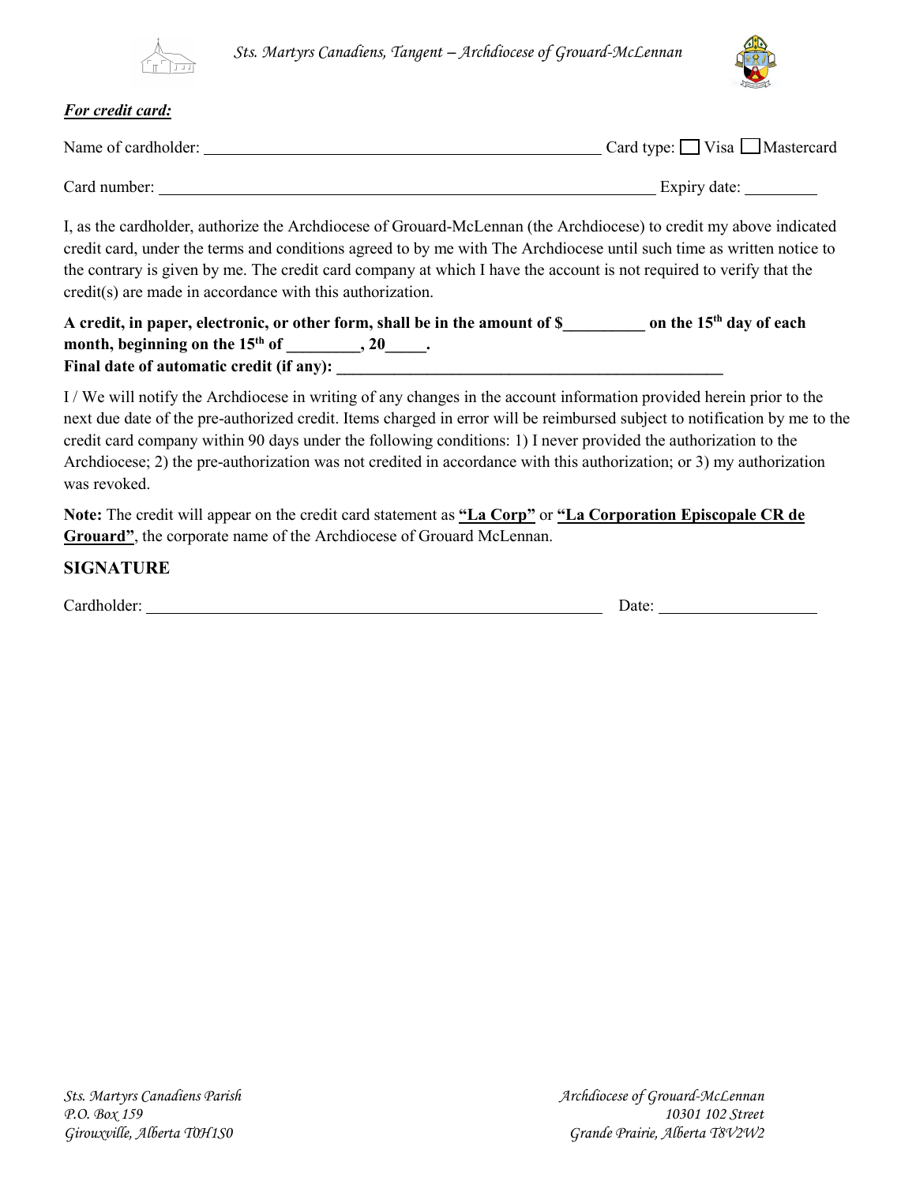***For credit card:***

Name of cardholder: ______________________________ Card type: ☐ Visa ☐ Mastercard

Card number: ______________________________ Expiry date: __________

I, as the cardholder, authorize the Archdiocese of Grouard-McLennan (the Archdiocese) to credit my above indicated credit card, under the terms and conditions agreed to by me with The Archdiocese until such time as written notice to the contrary is given by me. The credit card company at which I have the account is not required to verify that the credit(s) are made in accordance with this authorization.

**A credit, in paper, electronic, or other form, shall be in the amount of $__________ on the 15th day of each month, beginning on the 15th of _________, 20_____.**
**Final date of automatic credit (if any): __________________________________________________**

I / We will notify the Archdiocese in writing of any changes in the account information provided herein prior to the next due date of the pre-authorized credit. Items charged in error will be reimbursed subject to notification by me to the credit card company within 90 days under the following conditions: 1) I never provided the authorization to the Archdiocese; 2) the pre-authorization was not credited in accordance with this authorization; or 3) my authorization was revoked.

**Note:** The credit will appear on the credit card statement as **"La Corp"** or **"La Corporation Episcopale CR de Grouard"**, the corporate name of the Archdiocese of Grouard McLennan.

## SIGNATURE

Cardholder: ______________________________ Date: ____________________

*Sts. Martyrs Canadiens Parish*
*P.O. Box 159*
*Girouxville, Alberta T0H1S0*

*Archdiocese of Grouard-McLennan*
*10301 102 Street*
*Grande Prairie, Alberta T8V2W2*